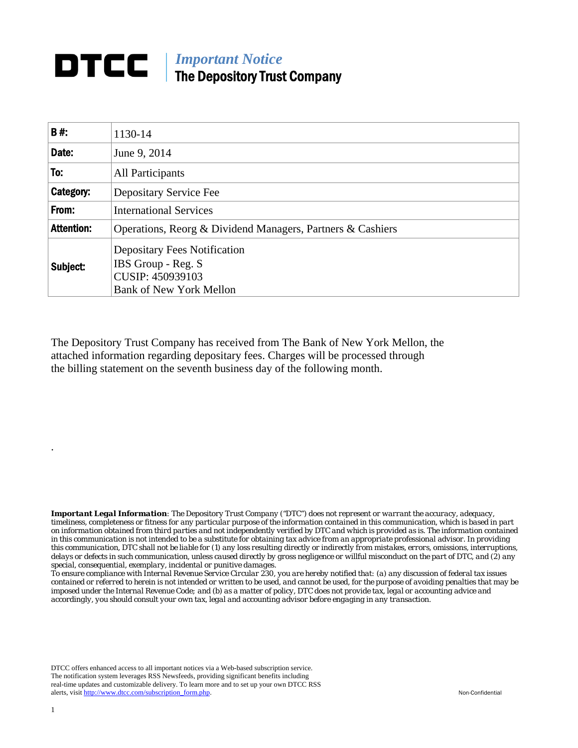# DTCC | *Important Notice*
## The Depository Trust Company

| **B #:** | 1130-14 |
|---|---|
| **Date:** | June 9, 2014 |
| **To:** | All Participants |
| **Category:** | Depositary Service Fee |
| **From:** | International Services |
| **Attention:** | Operations, Reorg & Dividend Managers, Partners & Cashiers |
| **Subject:** | Depositary Fees Notification<br>IBS Group - Reg. S<br>CUSIP: 450939103<br>Bank of New York Mellon |

The Depository Trust Company has received from The Bank of New York Mellon, the attached information regarding depositary fees. Charges will be processed through the billing statement on the seventh business day of the following month.

.

***Important Legal Information**: The Depository Trust Company ("DTC") does not represent or warrant the accuracy, adequacy, timeliness, completeness or fitness for any particular purpose of the information contained in this communication, which is based in part on information obtained from third parties and not independently verified by DTC and which is provided as is. The information contained in this communication is not intended to be a substitute for obtaining tax advice from an appropriate professional advisor. In providing this communication, DTC shall not be liable for (1) any loss resulting directly or indirectly from mistakes, errors, omissions, interruptions, delays or defects in such communication, unless caused directly by gross negligence or willful misconduct on the part of DTC, and (2) any special, consequential, exemplary, incidental or punitive damages.*

*To ensure compliance with Internal Revenue Service Circular 230, you are hereby notified that: (a) any discussion of federal tax issues contained or referred to herein is not intended or written to be used, and cannot be used, for the purpose of avoiding penalties that may be imposed under the Internal Revenue Code; and (b) as a matter of policy, DTC does not provide tax, legal or accounting advice and accordingly, you should consult your own tax, legal and accounting advisor before engaging in any transaction.*

DTCC offers enhanced access to all important notices via a Web-based subscription service. The notification system leverages RSS Newsfeeds, providing significant benefits including real-time updates and customizable delivery. To learn more and to set up your own DTCC RSS alerts, visit http://www.dtcc.com/subscription_form.php.

Non-Confidential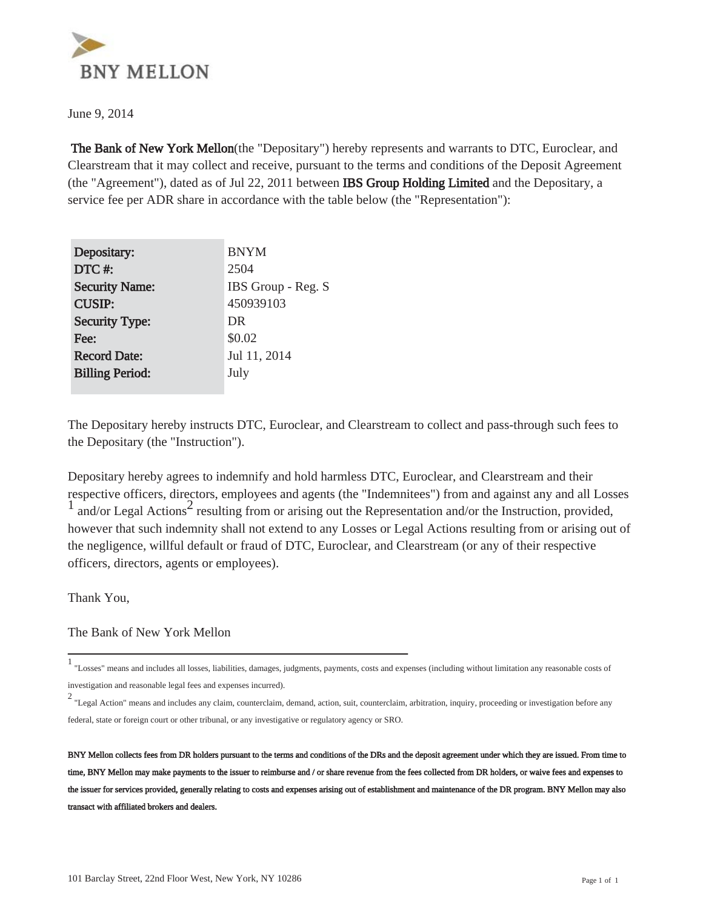BNY MELLON

June 9, 2014

The Bank of New York Mellon(the "Depositary") hereby represents and warrants to DTC, Euroclear, and Clearstream that it may collect and receive, pursuant to the terms and conditions of the Deposit Agreement (the "Agreement"), dated as of Jul 22, 2011 between IBS Group Holding Limited and the Depositary, a service fee per ADR share in accordance with the table below (the "Representation"):

| | |
|---|---|
| **Depositary:** | BNYM |
| **DTC #:** | 2504 |
| **Security Name:** | IBS Group - Reg. S |
| **CUSIP:** | 450939103 |
| **Security Type:** | DR |
| **Fee:** | $0.02 |
| **Record Date:** | Jul 11, 2014 |
| **Billing Period:** | July |

The Depositary hereby instructs DTC, Euroclear, and Clearstream to collect and pass-through such fees to the Depositary (the "Instruction").

Depositary hereby agrees to indemnify and hold harmless DTC, Euroclear, and Clearstream and their respective officers, directors, employees and agents (the "Indemnitees") from and against any and all Losses [1] and/or Legal Actions[2] resulting from or arising out the Representation and/or the Instruction, provided, however that such indemnity shall not extend to any Losses or Legal Actions resulting from or arising out of the negligence, willful default or fraud of DTC, Euroclear, and Clearstream (or any of their respective officers, directors, agents or employees).

Thank You,

The Bank of New York Mellon

---

[1] "Losses" means and includes all losses, liabilities, damages, judgments, payments, costs and expenses (including without limitation any reasonable costs of investigation and reasonable legal fees and expenses incurred).

[2] "Legal Action" means and includes any claim, counterclaim, demand, action, suit, counterclaim, arbitration, inquiry, proceeding or investigation before any federal, state or foreign court or other tribunal, or any investigative or regulatory agency or SRO.

**BNY Mellon collects fees from DR holders pursuant to the terms and conditions of the DRs and the deposit agreement under which they are issued. From time to time, BNY Mellon may make payments to the issuer to reimburse and / or share revenue from the fees collected from DR holders, or waive fees and expenses to the issuer for services provided, generally relating to costs and expenses arising out of establishment and maintenance of the DR program. BNY Mellon may also transact with affiliated brokers and dealers.**

101 Barclay Street, 22nd Floor West, New York, NY 10286